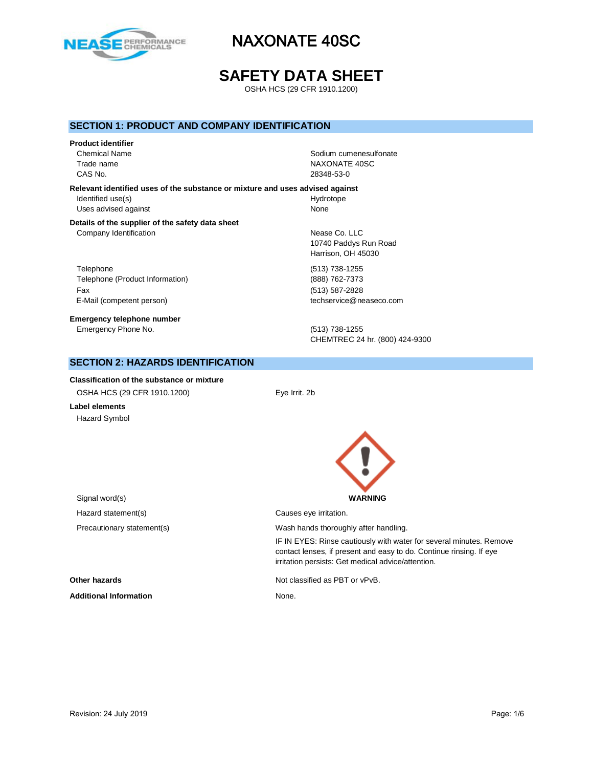# NAXONATE 40SC

# SAFETY DATA SHEET

OSHA HCS (29 CFR 1910.1200)

## SECTION 1: PRODUCT AND COMPANY IDENTIFICATION

**Product identifier**

| | |
|---|---|
| Chemical Name | Sodium cumenesulfonate |
| Trade name | NAXONATE 40SC |
| CAS No. | 28348-53-0 |

**Relevant identified uses of the substance or mixture and uses advised against**

| | |
|---|---|
| Identified use(s) | Hydrotope |
| Uses advised against | None |

**Details of the supplier of the safety data sheet**

| | |
|---|---|
| Company Identification | Nease Co. LLC<br>10740 Paddys Run Road<br>Harrison, OH 45030 |
| Telephone | (513) 738-1255 |
| Telephone (Product Information) | (888) 762-7373 |
| Fax | (513) 587-2828 |
| E-Mail (competent person) | techservice@neaseco.com |

**Emergency telephone number**

| | |
|---|---|
| Emergency Phone No. | (513) 738-1255<br>CHEMTREC 24 hr. (800) 424-9300 |

## SECTION 2: HAZARDS IDENTIFICATION

**Classification of the substance or mixture**

| | |
|---|---|
| OSHA HCS (29 CFR 1910.1200) | Eye Irrit. 2b |

**Label elements**

Hazard Symbol

| | |
|---|---|
| Signal word(s) | **WARNING** |
| Hazard statement(s) | Causes eye irritation. |
| Precautionary statement(s) | Wash hands thoroughly after handling.<br>IF IN EYES: Rinse cautiously with water for several minutes. Remove contact lenses, if present and easy to do. Continue rinsing. If eye irritation persists: Get medical advice/attention. |

**Other hazards** Not classified as PBT or vPvB.

**Additional Information** None.

Revision: 24 July 2019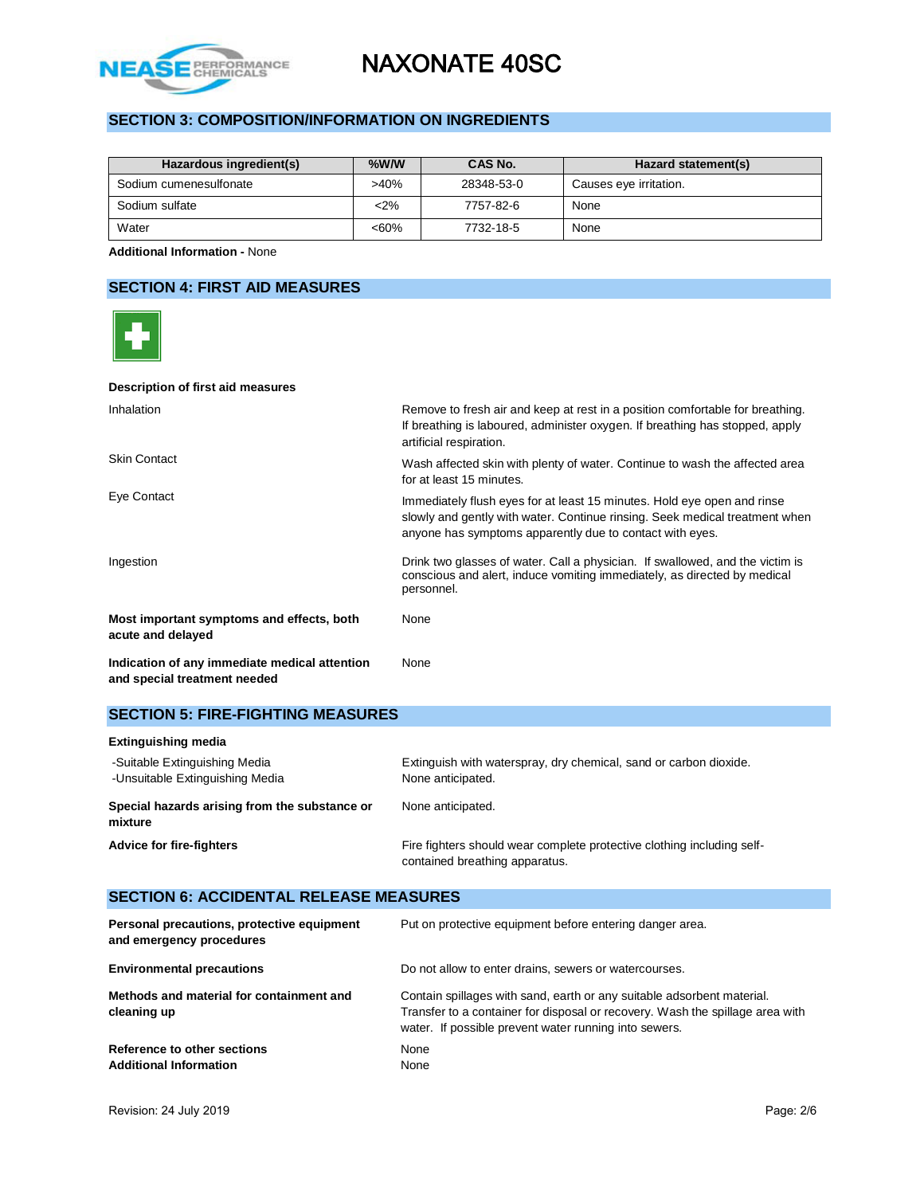## SECTION 3: COMPOSITION/INFORMATION ON INGREDIENTS

| Hazardous ingredient(s) | %W/W | CAS No. | Hazard statement(s) |
|---|---|---|---|
| Sodium cumenesulfonate | >40% | 28348-53-0 | Causes eye irritation. |
| Sodium sulfate | <2% | 7757-82-6 | None |
| Water | <60% | 7732-18-5 | None |

**Additional Information -** None

## SECTION 4: FIRST AID MEASURES

**Description of first aid measures**

| | |
|---|---|
| Inhalation | Remove to fresh air and keep at rest in a position comfortable for breathing. If breathing is laboured, administer oxygen. If breathing has stopped, apply artificial respiration. |
| Skin Contact | Wash affected skin with plenty of water. Continue to wash the affected area for at least 15 minutes. |
| Eye Contact | Immediately flush eyes for at least 15 minutes. Hold eye open and rinse slowly and gently with water. Continue rinsing. Seek medical treatment when anyone has symptoms apparently due to contact with eyes. |
| Ingestion | Drink two glasses of water. Call a physician. If swallowed, and the victim is conscious and alert, induce vomiting immediately, as directed by medical personnel. |
| **Most important symptoms and effects, both acute and delayed** | None |
| **Indication of any immediate medical attention and special treatment needed** | None |

## SECTION 5: FIRE-FIGHTING MEASURES

**Extinguishing media**

| | |
|---|---|
| -Suitable Extinguishing Media | Extinguish with waterspray, dry chemical, sand or carbon dioxide. |
| -Unsuitable Extinguishing Media | None anticipated. |
| **Special hazards arising from the substance or mixture** | None anticipated. |
| **Advice for fire-fighters** | Fire fighters should wear complete protective clothing including self-contained breathing apparatus. |

## SECTION 6: ACCIDENTAL RELEASE MEASURES

| | |
|---|---|
| **Personal precautions, protective equipment and emergency procedures** | Put on protective equipment before entering danger area. |
| **Environmental precautions** | Do not allow to enter drains, sewers or watercourses. |
| **Methods and material for containment and cleaning up** | Contain spillages with sand, earth or any suitable adsorbent material. Transfer to a container for disposal or recovery. Wash the spillage area with water. If possible prevent water running into sewers. |
| **Reference to other sections** | None |
| **Additional Information** | None |

Revision: 24 July 2019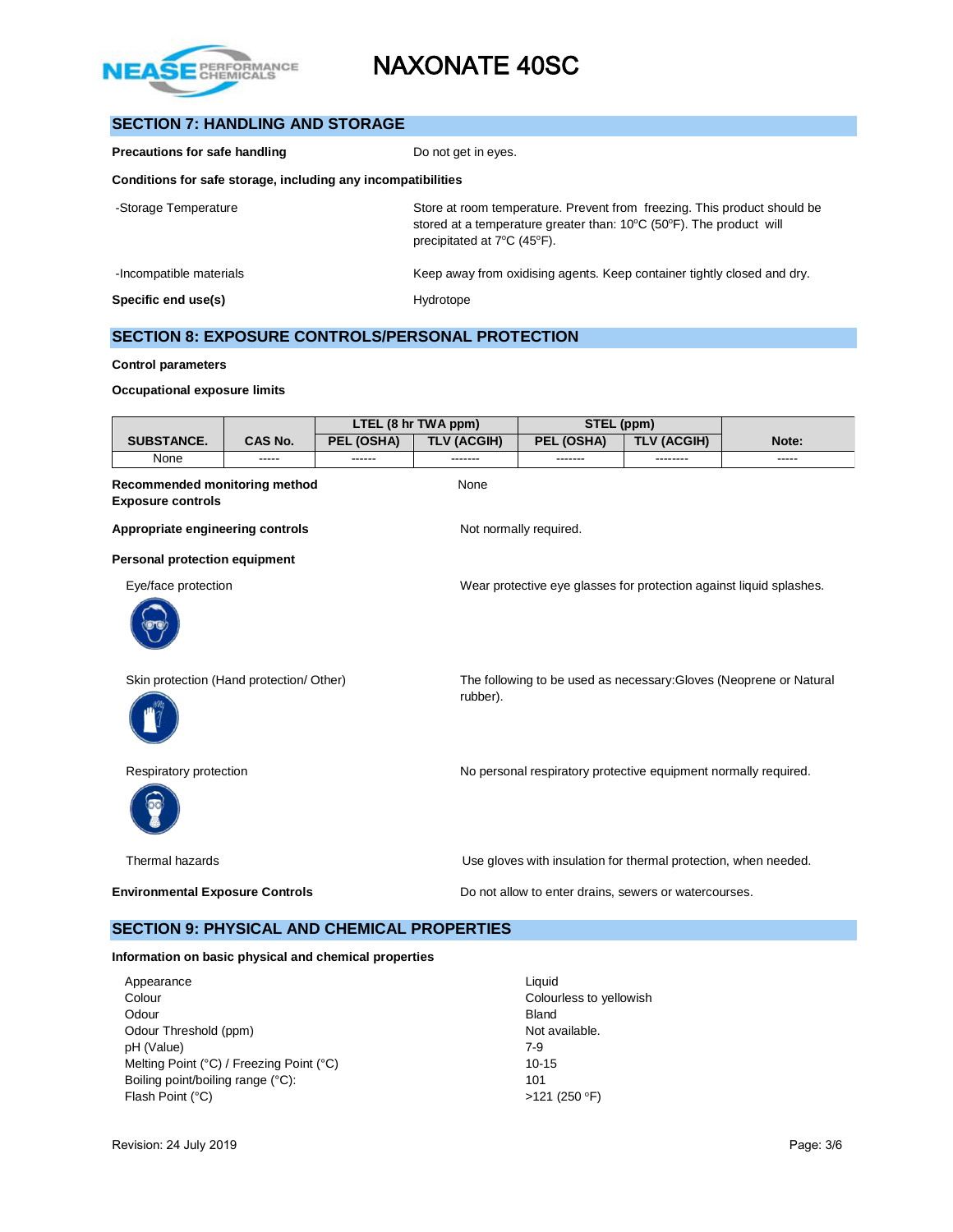## SECTION 7: HANDLING AND STORAGE

**Precautions for safe handling** Do not get in eyes.

**Conditions for safe storage, including any incompatibilities**

-Storage Temperature: Store at room temperature. Prevent from freezing. This product should be stored at a temperature greater than: 10°C (50°F). The product will precipitated at 7°C (45°F).

-Incompatible materials: Keep away from oxidising agents. Keep container tightly closed and dry.

**Specific end use(s)** Hydrotope

## SECTION 8: EXPOSURE CONTROLS/PERSONAL PROTECTION

**Control parameters**

**Occupational exposure limits**

| SUBSTANCE. | CAS No. | LTEL (8 hr TWA ppm) | | STEL (ppm) | | Note: |
|---|---|---|---|---|---|---|
| | | PEL (OSHA) | TLV (ACGIH) | PEL (OSHA) | TLV (ACGIH) | |
| None | ----- | ------ | ------- | ------- | -------- | ----- |

**Recommended monitoring method** None

**Exposure controls**

**Appropriate engineering controls** Not normally required.

**Personal protection equipment**

Eye/face protection: Wear protective eye glasses for protection against liquid splashes.

Skin protection (Hand protection/ Other): The following to be used as necessary:Gloves (Neoprene or Natural rubber).

Respiratory protection: No personal respiratory protective equipment normally required.

Thermal hazards: Use gloves with insulation for thermal protection, when needed.

**Environmental Exposure Controls** Do not allow to enter drains, sewers or watercourses.

## SECTION 9: PHYSICAL AND CHEMICAL PROPERTIES

**Information on basic physical and chemical properties**

| | |
|---|---|
| Appearance | Liquid |
| Colour | Colourless to yellowish |
| Odour | Bland |
| Odour Threshold (ppm) | Not available. |
| pH (Value) | 7-9 |
| Melting Point (°C) / Freezing Point (°C) | 10-15 |
| Boiling point/boiling range (°C): | 101 |
| Flash Point (°C) | >121 (250 °F) |

Revision: 24 July 2019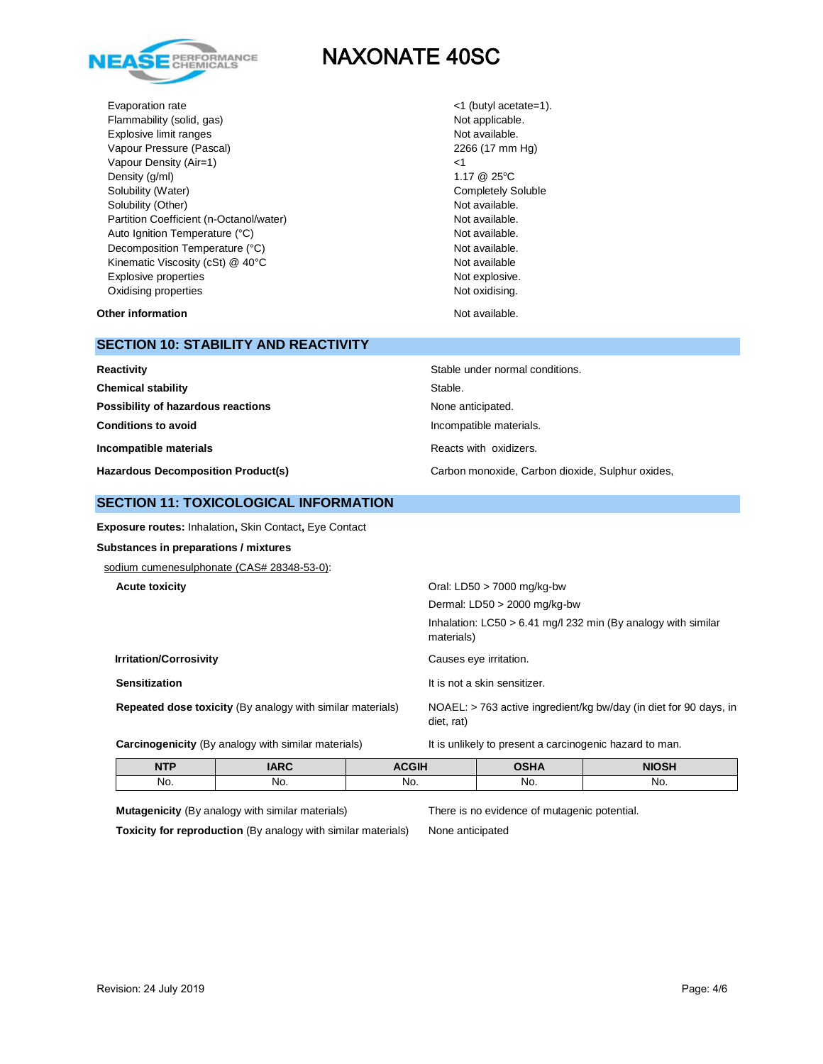| | |
|---|---|
| Evaporation rate | <1 (butyl acetate=1). |
| Flammability (solid, gas) | Not applicable. |
| Explosive limit ranges | Not available. |
| Vapour Pressure (Pascal) | 2266 (17 mm Hg) |
| Vapour Density (Air=1) | <1 |
| Density (g/ml) | 1.17 @ 25ºC |
| Solubility (Water) | Completely Soluble |
| Solubility (Other) | Not available. |
| Partition Coefficient (n-Octanol/water) | Not available. |
| Auto Ignition Temperature (°C) | Not available. |
| Decomposition Temperature (°C) | Not available. |
| Kinematic Viscosity (cSt) @ 40°C | Not available |
| Explosive properties | Not explosive. |
| Oxidising properties | Not oxidising. |

**Other information** Not available.

## SECTION 10: STABILITY AND REACTIVITY

| | |
|---|---|
| **Reactivity** | Stable under normal conditions. |
| **Chemical stability** | Stable. |
| **Possibility of hazardous reactions** | None anticipated. |
| **Conditions to avoid** | Incompatible materials. |
| **Incompatible materials** | Reacts with oxidizers. |
| **Hazardous Decomposition Product(s)** | Carbon monoxide, Carbon dioxide, Sulphur oxides, |

## SECTION 11: TOXICOLOGICAL INFORMATION

**Exposure routes:** Inhalation**,** Skin Contact**,** Eye Contact

**Substances in preparations / mixtures**

sodium cumenesulphonate (CAS# 28348-53-0):

| | |
|---|---|
| **Acute toxicity** | Oral: LD50 > 7000 mg/kg-bw<br>Dermal: LD50 > 2000 mg/kg-bw<br>Inhalation: LC50 > 6.41 mg/l 232 min (By analogy with similar materials) |
| **Irritation/Corrosivity** | Causes eye irritation. |
| **Sensitization** | It is not a skin sensitizer. |
| **Repeated dose toxicity** (By analogy with similar materials) | NOAEL: > 763 active ingredient/kg bw/day (in diet for 90 days, in diet, rat) |
| **Carcinogenicity** (By analogy with similar materials) | It is unlikely to present a carcinogenic hazard to man. |

| NTP | IARC | ACGIH | OSHA | NIOSH |
|---|---|---|---|---|
| No. | No. | No. | No. | No. |

| | |
|---|---|
| **Mutagenicity** (By analogy with similar materials) | There is no evidence of mutagenic potential. |
| **Toxicity for reproduction** (By analogy with similar materials) | None anticipated |

Revision: 24 July 2019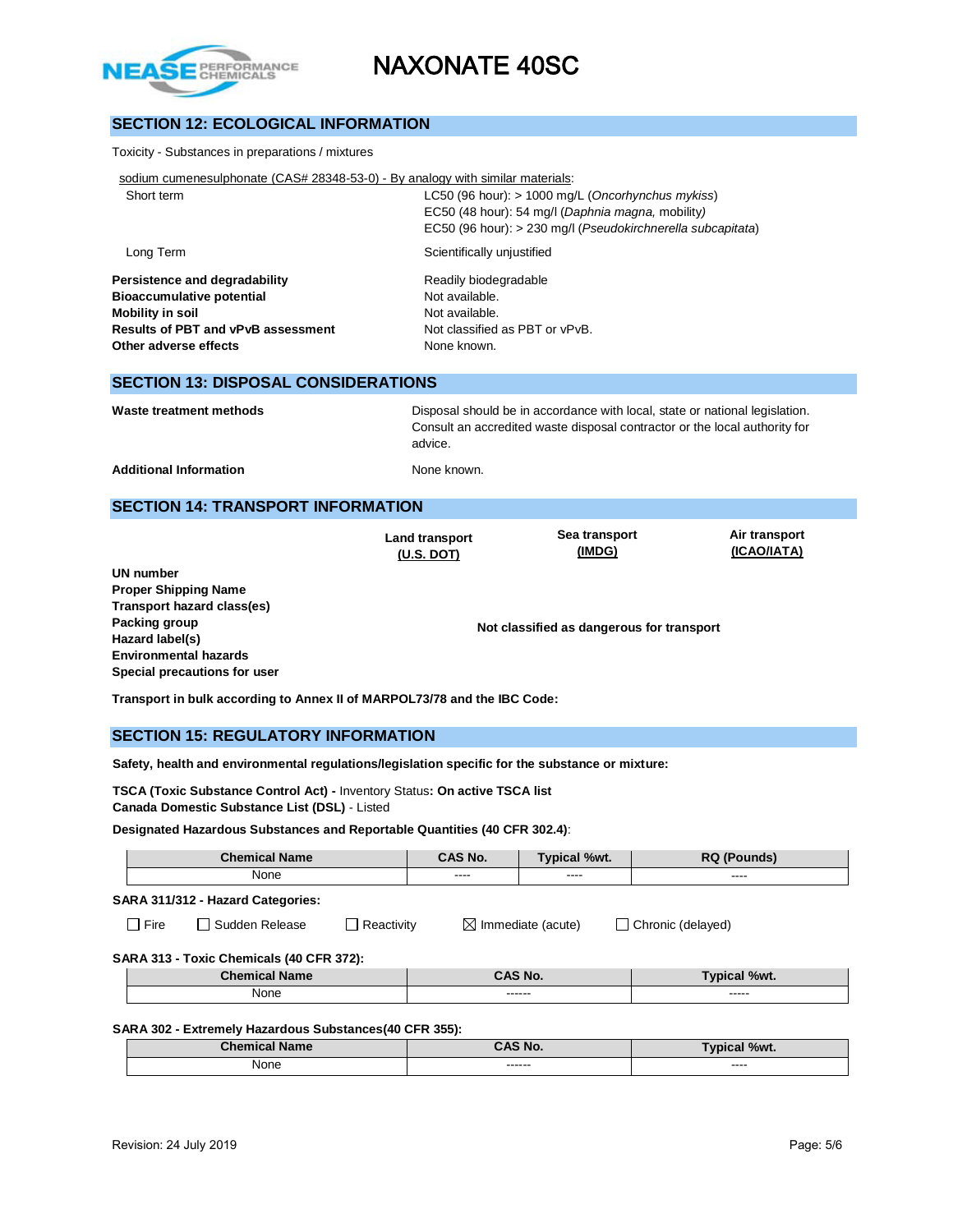## SECTION 12: ECOLOGICAL INFORMATION

Toxicity - Substances in preparations / mixtures

sodium cumenesulphonate (CAS# 28348-53-0) - By analogy with similar materials:

| | |
|---|---|
| Short term | LC50 (96 hour): > 1000 mg/L (*Oncorhynchus mykiss*)<br>EC50 (48 hour): 54 mg/l (*Daphnia magna,* mobility)<br>EC50 (96 hour): > 230 mg/l (*Pseudokirchnerella subcapitata*) |
| Long Term | Scientifically unjustified |

| | |
|---|---|
| **Persistence and degradability** | Readily biodegradable |
| **Bioaccumulative potential** | Not available. |
| **Mobility in soil** | Not available. |
| **Results of PBT and vPvB assessment** | Not classified as PBT or vPvB. |
| **Other adverse effects** | None known. |

## SECTION 13: DISPOSAL CONSIDERATIONS

| | |
|---|---|
| **Waste treatment methods** | Disposal should be in accordance with local, state or national legislation. Consult an accredited waste disposal contractor or the local authority for advice. |
| **Additional Information** | None known. |

## SECTION 14: TRANSPORT INFORMATION

| | Land transport (U.S. DOT) | Sea transport (IMDG) | Air transport (ICAO/IATA) |
|---|---|---|---|
| **UN number** | | | |
| **Proper Shipping Name** | | | |
| **Transport hazard class(es)** | | | |
| **Packing group** | | **Not classified as dangerous for transport** | |
| **Hazard label(s)** | | | |
| **Environmental hazards** | | | |
| **Special precautions for user** | | | |

**Transport in bulk according to Annex II of MARPOL73/78 and the IBC Code:**

## SECTION 15: REGULATORY INFORMATION

**Safety, health and environmental regulations/legislation specific for the substance or mixture:**

**TSCA (Toxic Substance Control Act) -** Inventory Status**: On active TSCA list**
**Canada Domestic Substance List (DSL)** - Listed

**Designated Hazardous Substances and Reportable Quantities (40 CFR 302.4)**:

| Chemical Name | CAS No. | Typical %wt. | RQ (Pounds) |
|---|---|---|---|
| None | ---- | ---- | ---- |

**SARA 311/312 - Hazard Categories:**

☐ Fire ☐ Sudden Release ☐ Reactivity ☒ Immediate (acute) ☐ Chronic (delayed)

**SARA 313 - Toxic Chemicals (40 CFR 372):**

| Chemical Name | CAS No. | Typical %wt. |
|---|---|---|
| None | ------ | ----- |

**SARA 302 - Extremely Hazardous Substances(40 CFR 355):**

| Chemical Name | CAS No. | Typical %wt. |
|---|---|---|
| None | ------ | ---- |

Revision: 24 July 2019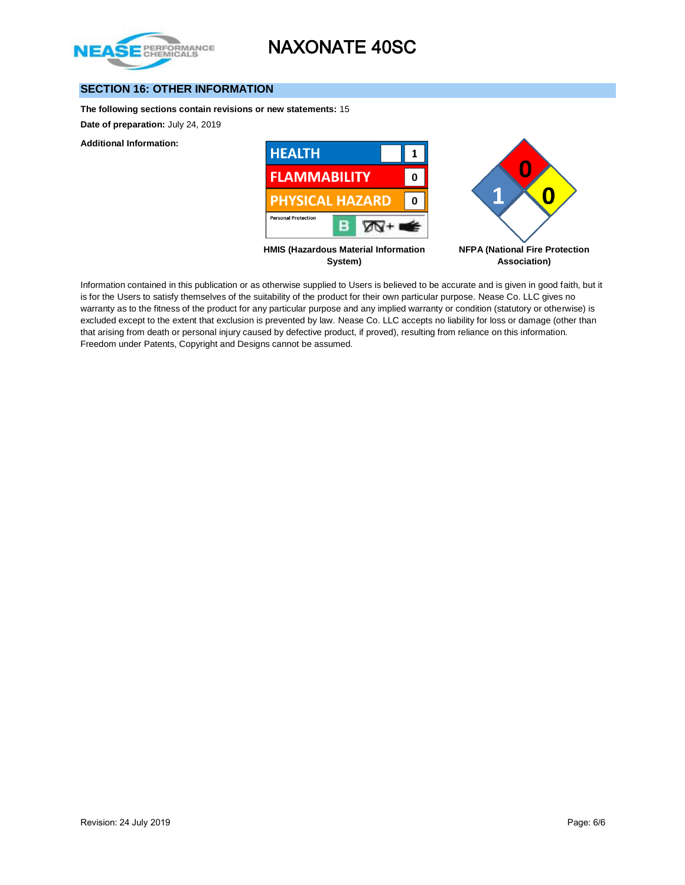## SECTION 16: OTHER INFORMATION

**The following sections contain revisions or new statements:** 15

**Date of preparation:** July 24, 2019

**Additional Information:**

| | |
|---|---|
| HEALTH | 1 |
| FLAMMABILITY | 0 |
| PHYSICAL HAZARD | 0 |
| Personal Protection | B |

**HMIS (Hazardous Material Information System)**

1

0

0

**NFPA (National Fire Protection Association)**

Information contained in this publication or as otherwise supplied to Users is believed to be accurate and is given in good faith, but it is for the Users to satisfy themselves of the suitability of the product for their own particular purpose. Nease Co. LLC gives no warranty as to the fitness of the product for any particular purpose and any implied warranty or condition (statutory or otherwise) is excluded except to the extent that exclusion is prevented by law. Nease Co. LLC accepts no liability for loss or damage (other than that arising from death or personal injury caused by defective product, if proved), resulting from reliance on this information. Freedom under Patents, Copyright and Designs cannot be assumed.